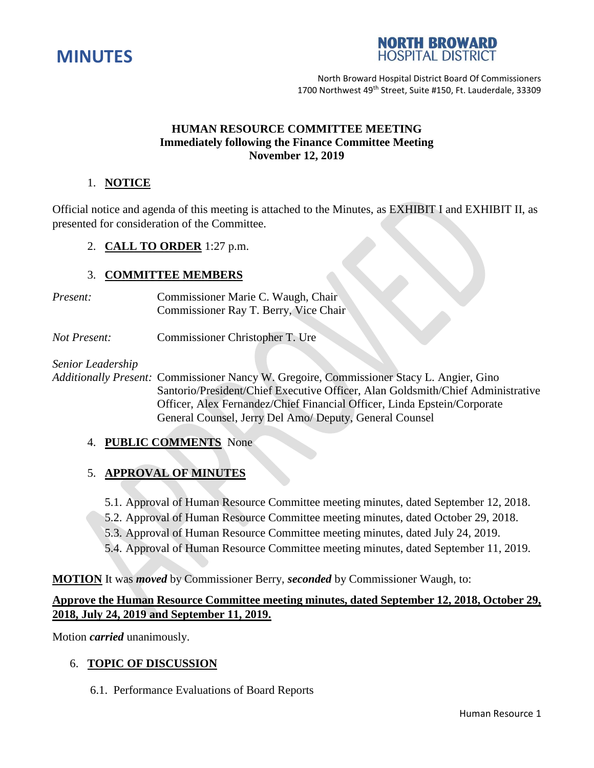# MINUTES

**NORTH BROWARD HOSPITAL DISTRICT**

North Broward Hospital District Board Of Commissioners
1700 Northwest 49th Street, Suite #150, Ft. Lauderdale, 33309

**HUMAN RESOURCE COMMITTEE MEETING**
**Immediately following the Finance Committee Meeting**
**November 12, 2019**

1. **NOTICE**

Official notice and agenda of this meeting is attached to the Minutes, as EXHIBIT I and EXHIBIT II, as presented for consideration of the Committee.

2. **CALL TO ORDER** 1:27 p.m.

3. **COMMITTEE MEMBERS**

*Present:* Commissioner Marie C. Waugh, Chair
Commissioner Ray T. Berry, Vice Chair

*Not Present:* Commissioner Christopher T. Ure

*Senior Leadership*
*Additionally Present:* Commissioner Nancy W. Gregoire, Commissioner Stacy L. Angier, Gino Santorio/President/Chief Executive Officer, Alan Goldsmith/Chief Administrative Officer, Alex Fernandez/Chief Financial Officer, Linda Epstein/Corporate General Counsel, Jerry Del Amo/ Deputy, General Counsel

4. **PUBLIC COMMENTS** None

5. **APPROVAL OF MINUTES**

5.1. Approval of Human Resource Committee meeting minutes, dated September 12, 2018.
5.2. Approval of Human Resource Committee meeting minutes, dated October 29, 2018.
5.3. Approval of Human Resource Committee meeting minutes, dated July 24, 2019.
5.4. Approval of Human Resource Committee meeting minutes, dated September 11, 2019.

**MOTION** It was ***moved*** by Commissioner Berry, ***seconded*** by Commissioner Waugh, to:

**Approve the Human Resource Committee meeting minutes, dated September 12, 2018, October 29, 2018, July 24, 2019 and September 11, 2019.**

Motion ***carried*** unanimously.

6. **TOPIC OF DISCUSSION**

6.1. Performance Evaluations of Board Reports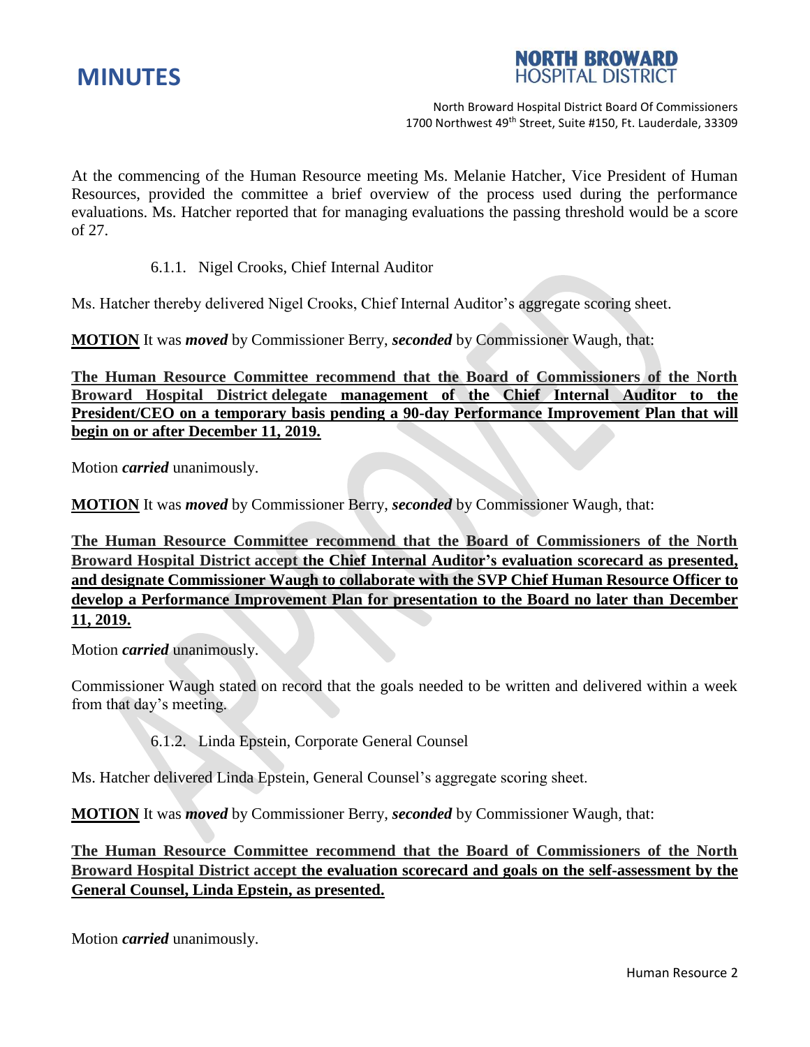At the commencing of the Human Resource meeting Ms. Melanie Hatcher, Vice President of Human Resources, provided the committee a brief overview of the process used during the performance evaluations. Ms. Hatcher reported that for managing evaluations the passing threshold would be a score of 27.

6.1.1. Nigel Crooks, Chief Internal Auditor

Ms. Hatcher thereby delivered Nigel Crooks, Chief Internal Auditor's aggregate scoring sheet.

**MOTION** It was ***moved*** by Commissioner Berry, ***seconded*** by Commissioner Waugh, that:

**The Human Resource Committee recommend that the Board of Commissioners of the North Broward Hospital District delegate management of the Chief Internal Auditor to the President/CEO on a temporary basis pending a 90-day Performance Improvement Plan that will begin on or after December 11, 2019.**

Motion ***carried*** unanimously.

**MOTION** It was ***moved*** by Commissioner Berry, ***seconded*** by Commissioner Waugh, that:

**The Human Resource Committee recommend that the Board of Commissioners of the North Broward Hospital District accept the Chief Internal Auditor's evaluation scorecard as presented, and designate Commissioner Waugh to collaborate with the SVP Chief Human Resource Officer to develop a Performance Improvement Plan for presentation to the Board no later than December 11, 2019.**

Motion ***carried*** unanimously.

Commissioner Waugh stated on record that the goals needed to be written and delivered within a week from that day's meeting.

6.1.2. Linda Epstein, Corporate General Counsel

Ms. Hatcher delivered Linda Epstein, General Counsel's aggregate scoring sheet.

**MOTION** It was ***moved*** by Commissioner Berry, ***seconded*** by Commissioner Waugh, that:

**The Human Resource Committee recommend that the Board of Commissioners of the North Broward Hospital District accept the evaluation scorecard and goals on the self-assessment by the General Counsel, Linda Epstein, as presented.**

Motion ***carried*** unanimously.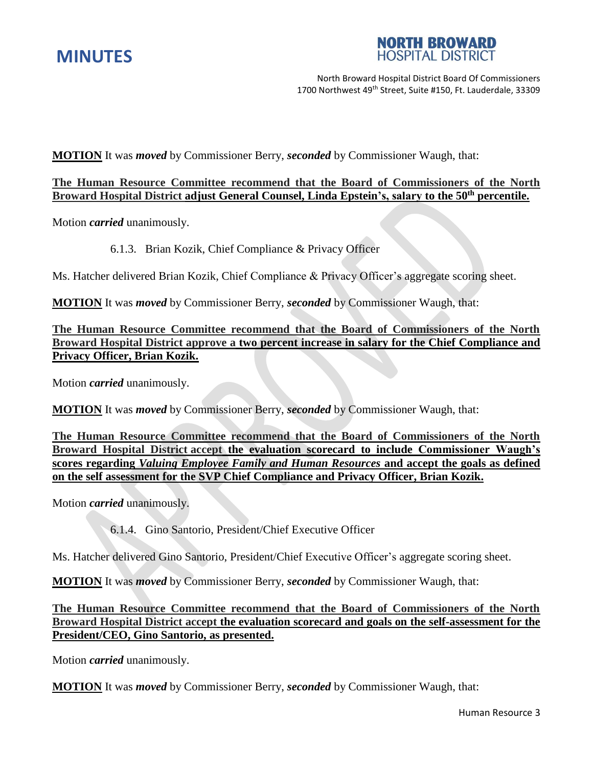**MOTION** It was ***moved*** by Commissioner Berry, ***seconded*** by Commissioner Waugh, that:

**The Human Resource Committee recommend that the Board of Commissioners of the North Broward Hospital District adjust General Counsel, Linda Epstein's, salary to the 50th percentile.**

Motion ***carried*** unanimously.

6.1.3. Brian Kozik, Chief Compliance & Privacy Officer

Ms. Hatcher delivered Brian Kozik, Chief Compliance & Privacy Officer's aggregate scoring sheet.

**MOTION** It was ***moved*** by Commissioner Berry, ***seconded*** by Commissioner Waugh, that:

**The Human Resource Committee recommend that the Board of Commissioners of the North Broward Hospital District approve a two percent increase in salary for the Chief Compliance and Privacy Officer, Brian Kozik.**

Motion ***carried*** unanimously.

**MOTION** It was ***moved*** by Commissioner Berry, ***seconded*** by Commissioner Waugh, that:

**The Human Resource Committee recommend that the Board of Commissioners of the North Broward Hospital District accept the evaluation scorecard to include Commissioner Waugh's scores regarding *Valuing Employee Family and Human Resources* and accept the goals as defined on the self assessment for the SVP Chief Compliance and Privacy Officer, Brian Kozik.**

Motion ***carried*** unanimously.

6.1.4. Gino Santorio, President/Chief Executive Officer

Ms. Hatcher delivered Gino Santorio, President/Chief Executive Officer's aggregate scoring sheet.

**MOTION** It was ***moved*** by Commissioner Berry, ***seconded*** by Commissioner Waugh, that:

**The Human Resource Committee recommend that the Board of Commissioners of the North Broward Hospital District accept the evaluation scorecard and goals on the self-assessment for the President/CEO, Gino Santorio, as presented.**

Motion ***carried*** unanimously.

**MOTION** It was ***moved*** by Commissioner Berry, ***seconded*** by Commissioner Waugh, that: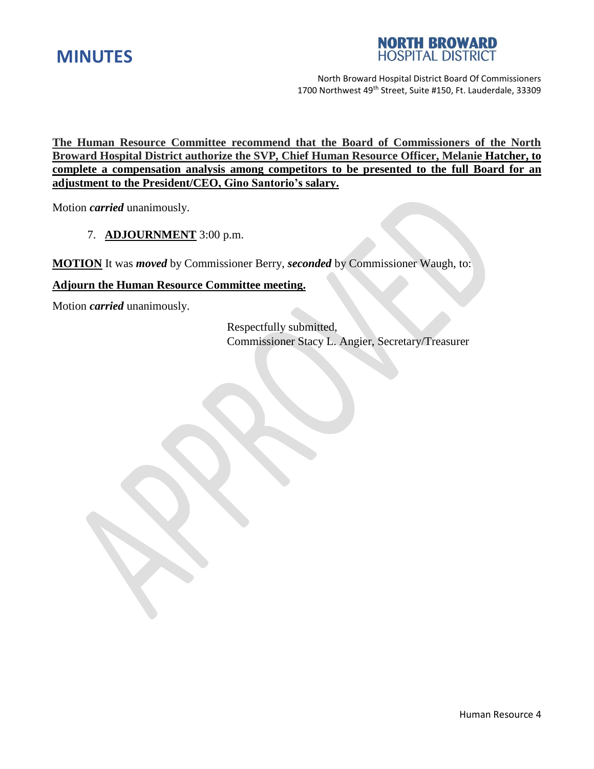**The Human Resource Committee recommend that the Board of Commissioners of the North Broward Hospital District authorize the SVP, Chief Human Resource Officer, Melanie Hatcher, to complete a compensation analysis among competitors to be presented to the full Board for an adjustment to the President/CEO, Gino Santorio's salary.**

Motion ***carried*** unanimously.

7. **ADJOURNMENT** 3:00 p.m.

**MOTION** It was ***moved*** by Commissioner Berry, ***seconded*** by Commissioner Waugh, to:

**Adjourn the Human Resource Committee meeting.**

Motion ***carried*** unanimously.

Respectfully submitted,
Commissioner Stacy L. Angier, Secretary/Treasurer